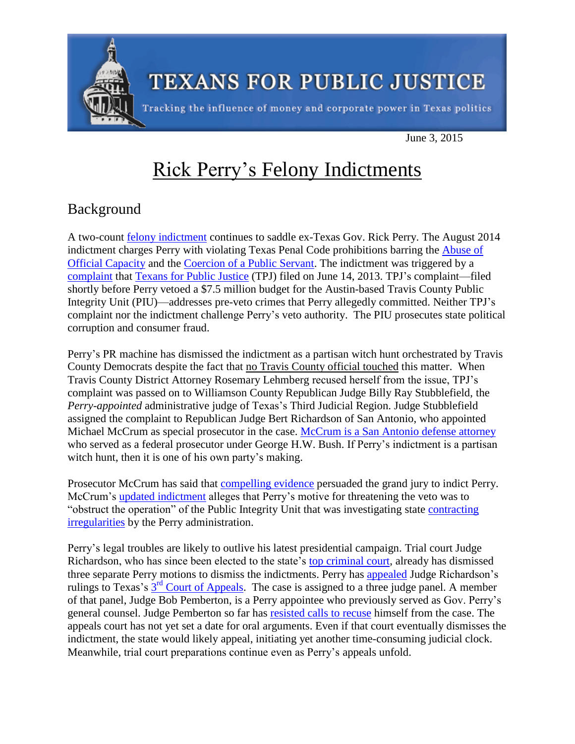**TEXANS FOR PUBLIC JUSTICE**

Tracking the influence of money and corporate power in Texas politics

June 3, 2015

# Rick Perry's Felony Indictments

## Background

A two-count felony indictment continues to saddle ex-Texas Gov. Rick Perry. The August 2014 indictment charges Perry with violating Texas Penal Code prohibitions barring the Abuse of Official Capacity and the Coercion of a Public Servant. The indictment was triggered by a complaint that Texans for Public Justice (TPJ) filed on June 14, 2013. TPJ's complaint—filed shortly before Perry vetoed a $7.5 million budget for the Austin-based Travis County Public Integrity Unit (PIU)—addresses pre-veto crimes that Perry allegedly committed. Neither TPJ's complaint nor the indictment challenge Perry's veto authority. The PIU prosecutes state political corruption and consumer fraud.

Perry's PR machine has dismissed the indictment as a partisan witch hunt orchestrated by Travis County Democrats despite the fact that no Travis County official touched this matter. When Travis County District Attorney Rosemary Lehmberg recused herself from the issue, TPJ's complaint was passed on to Williamson County Republican Judge Billy Ray Stubblefield, the *Perry-appointed* administrative judge of Texas's Third Judicial Region. Judge Stubblefield assigned the complaint to Republican Judge Bert Richardson of San Antonio, who appointed Michael McCrum as special prosecutor in the case. McCrum is a San Antonio defense attorney who served as a federal prosecutor under George H.W. Bush. If Perry's indictment is a partisan witch hunt, then it is one of his own party's making.

Prosecutor McCrum has said that compelling evidence persuaded the grand jury to indict Perry. McCrum's updated indictment alleges that Perry's motive for threatening the veto was to "obstruct the operation" of the Public Integrity Unit that was investigating state contracting irregularities by the Perry administration.

Perry's legal troubles are likely to outlive his latest presidential campaign. Trial court Judge Richardson, who has since been elected to the state's top criminal court, already has dismissed three separate Perry motions to dismiss the indictments. Perry has appealed Judge Richardson's rulings to Texas's 3rd Court of Appeals. The case is assigned to a three judge panel. A member of that panel, Judge Bob Pemberton, is a Perry appointee who previously served as Gov. Perry's general counsel. Judge Pemberton so far has resisted calls to recuse himself from the case. The appeals court has not yet set a date for oral arguments. Even if that court eventually dismisses the indictment, the state would likely appeal, initiating yet another time-consuming judicial clock. Meanwhile, trial court preparations continue even as Perry's appeals unfold.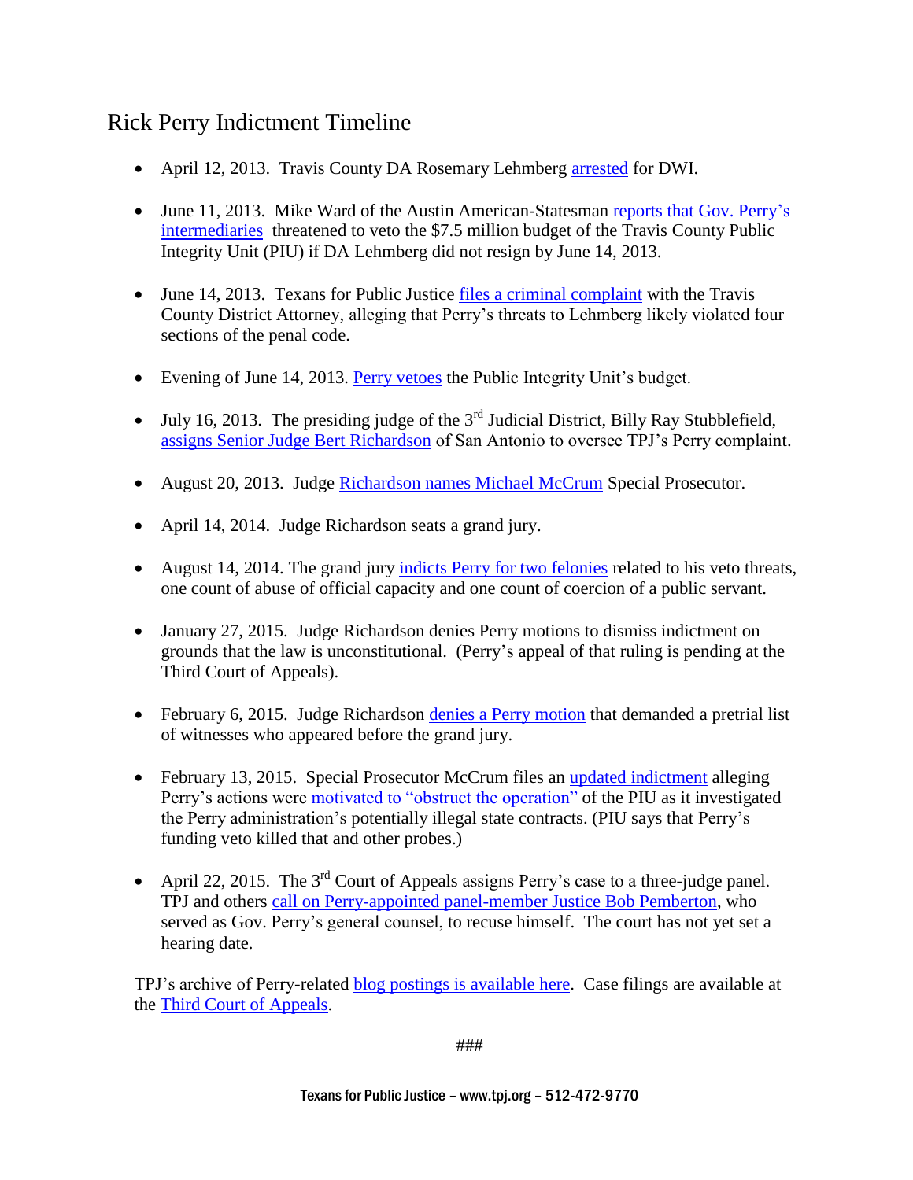# Rick Perry Indictment Timeline

- April 12, 2013. Travis County DA Rosemary Lehmberg arrested for DWI.

- June 11, 2013. Mike Ward of the Austin American-Statesman reports that Gov. Perry's intermediaries threatened to veto the $7.5 million budget of the Travis County Public Integrity Unit (PIU) if DA Lehmberg did not resign by June 14, 2013.

- June 14, 2013. Texans for Public Justice files a criminal complaint with the Travis County District Attorney, alleging that Perry's threats to Lehmberg likely violated four sections of the penal code.

- Evening of June 14, 2013. Perry vetoes the Public Integrity Unit's budget.

- July 16, 2013. The presiding judge of the 3rd Judicial District, Billy Ray Stubblefield, assigns Senior Judge Bert Richardson of San Antonio to oversee TPJ's Perry complaint.

- August 20, 2013. Judge Richardson names Michael McCrum Special Prosecutor.

- April 14, 2014. Judge Richardson seats a grand jury.

- August 14, 2014. The grand jury indicts Perry for two felonies related to his veto threats, one count of abuse of official capacity and one count of coercion of a public servant.

- January 27, 2015. Judge Richardson denies Perry motions to dismiss indictment on grounds that the law is unconstitutional. (Perry's appeal of that ruling is pending at the Third Court of Appeals).

- February 6, 2015. Judge Richardson denies a Perry motion that demanded a pretrial list of witnesses who appeared before the grand jury.

- February 13, 2015. Special Prosecutor McCrum files an updated indictment alleging Perry's actions were motivated to "obstruct the operation" of the PIU as it investigated the Perry administration's potentially illegal state contracts. (PIU says that Perry's funding veto killed that and other probes.)

- April 22, 2015. The 3rd Court of Appeals assigns Perry's case to a three-judge panel. TPJ and others call on Perry-appointed panel-member Justice Bob Pemberton, who served as Gov. Perry's general counsel, to recuse himself. The court has not yet set a hearing date.

TPJ's archive of Perry-related blog postings is available here. Case filings are available at the Third Court of Appeals.

###

Texans for Public Justice – www.tpj.org – 512-472-9770